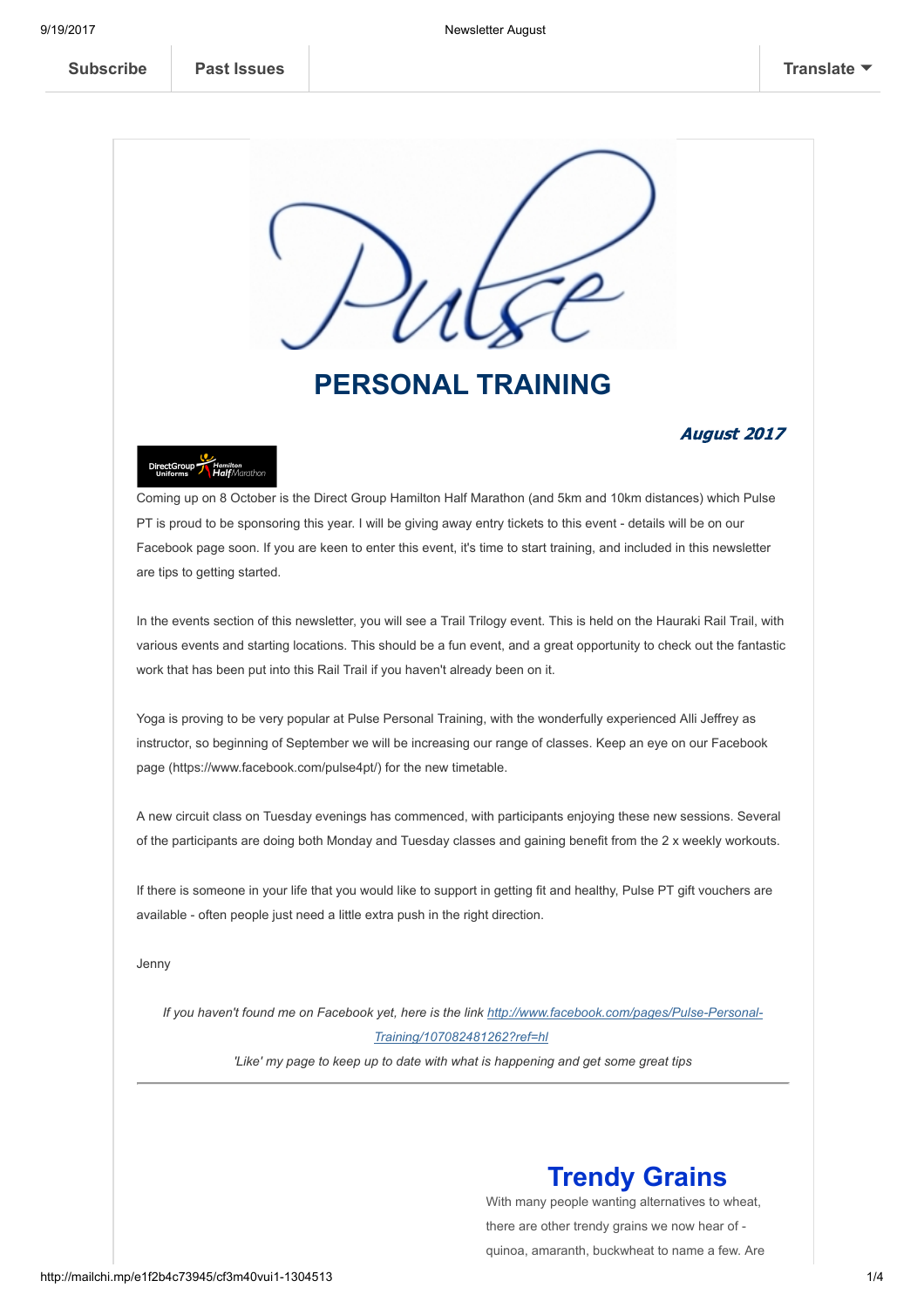Subscribe | Past Issues | Translate

# PERSONAL TRAINING

***August 2017***

Coming up on 8 October is the Direct Group Hamilton Half Marathon (and 5km and 10km distances) which Pulse PT is proud to be sponsoring this year. I will be giving away entry tickets to this event - details will be on our Facebook page soon. If you are keen to enter this event, it's time to start training, and included in this newsletter are tips to getting started.

In the events section of this newsletter, you will see a Trail Trilogy event. This is held on the Hauraki Rail Trail, with various events and starting locations. This should be a fun event, and a great opportunity to check out the fantastic work that has been put into this Rail Trail if you haven't already been on it.

Yoga is proving to be very popular at Pulse Personal Training, with the wonderfully experienced Alli Jeffrey as instructor, so beginning of September we will be increasing our range of classes. Keep an eye on our Facebook page (https://www.facebook.com/pulse4pt/) for the new timetable.

A new circuit class on Tuesday evenings has commenced, with participants enjoying these new sessions. Several of the participants are doing both Monday and Tuesday classes and gaining benefit from the 2 x weekly workouts.

If there is someone in your life that you would like to support in getting fit and healthy, Pulse PT gift vouchers are available - often people just need a little extra push in the right direction.

Jenny

*If you haven't found me on Facebook yet, here is the link [http://www.facebook.com/pages/Pulse-Personal-Training/107082481262?ref=hl](http://www.facebook.com/pages/Pulse-Personal-Training/107082481262?ref=hl)*

*'Like' my page to keep up to date with what is happening and get some great tips*

---

## Trendy Grains

With many people wanting alternatives to wheat, there are other trendy grains we now hear of - quinoa, amaranth, buckwheat to name a few. Are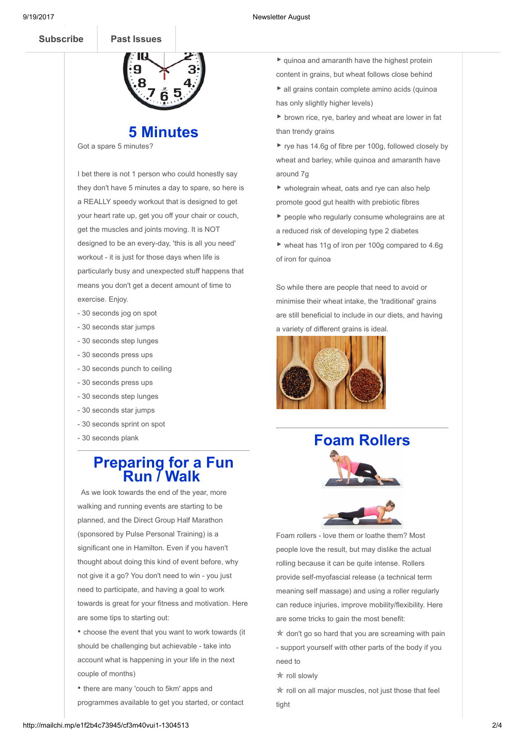## 5 Minutes

Got a spare 5 minutes?

I bet there is not 1 person who could honestly say they don't have 5 minutes a day to spare, so here is a REALLY speedy workout that is designed to get your heart rate up, get you off your chair or couch, get the muscles and joints moving. It is NOT designed to be an every-day, 'this is all you need' workout - it is just for those days when life is particularly busy and unexpected stuff happens that means you don't get a decent amount of time to exercise. Enjoy.

- 30 seconds jog on spot
- 30 seconds star jumps
- 30 seconds step lunges
- 30 seconds press ups
- 30 seconds punch to ceiling
- 30 seconds press ups
- 30 seconds step lunges
- 30 seconds star jumps
- 30 seconds sprint on spot
- 30 seconds plank

## Preparing for a Fun Run / Walk

As we look towards the end of the year, more walking and running events are starting to be planned, and the Direct Group Half Marathon (sponsored by Pulse Personal Training) is a significant one in Hamilton. Even if you haven't thought about doing this kind of event before, why not give it a go? You don't need to win - you just need to participate, and having a goal to work towards is great for your fitness and motivation. Here are some tips to starting out:

- choose the event that you want to work towards (it should be challenging but achievable - take into account what is happening in your life in the next couple of months)
- there are many 'couch to 5km' apps and programmes available to get you started, or contact

- quinoa and amaranth have the highest protein content in grains, but wheat follows close behind
- all grains contain complete amino acids (quinoa has only slightly higher levels)
- brown rice, rye, barley and wheat are lower in fat than trendy grains
- rye has 14.6g of fibre per 100g, followed closely by wheat and barley, while quinoa and amaranth have around 7g
- wholegrain wheat, oats and rye can also help promote good gut health with prebiotic fibres
- people who regularly consume wholegrains are at a reduced risk of developing type 2 diabetes
- wheat has 11g of iron per 100g compared to 4.6g of iron for quinoa

So while there are people that need to avoid or minimise their wheat intake, the 'traditional' grains are still beneficial to include in our diets, and having a variety of different grains is ideal.

## Foam Rollers

Foam rollers - love them or loathe them? Most people love the result, but may dislike the actual rolling because it can be quite intense. Rollers provide self-myofascial release (a technical term meaning self massage) and using a roller regularly can reduce injuries, improve mobility/flexibility. Here are some tricks to gain the most benefit:

- ✯ don't go so hard that you are screaming with pain - support yourself with other parts of the body if you need to
- ✯ roll slowly
- ✯ roll on all major muscles, not just those that feel tight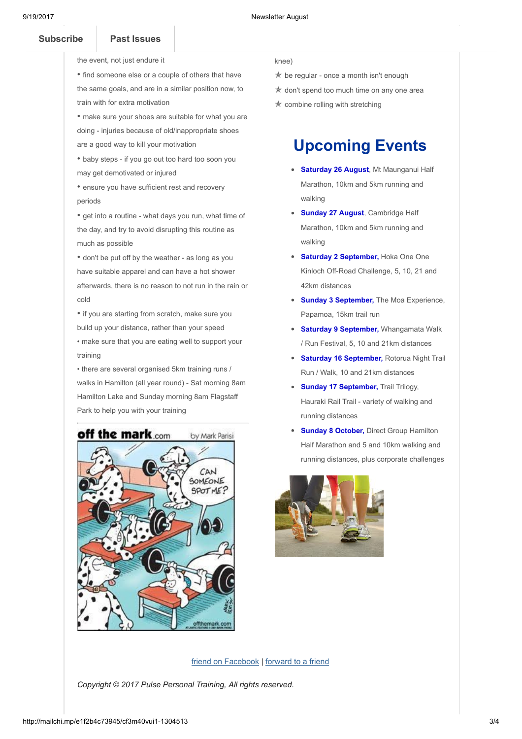Subscribe | Past Issues

the event, not just endure it

- find someone else or a couple of others that have the same goals, and are in a similar position now, to train with for extra motivation
- make sure your shoes are suitable for what you are doing - injuries because of old/inappropriate shoes are a good way to kill your motivation
- baby steps - if you go out too hard too soon you may get demotivated or injured
- ensure you have sufficient rest and recovery periods
- get into a routine - what days you run, what time of the day, and try to avoid disrupting this routine as much as possible
- don't be put off by the weather - as long as you have suitable apparel and can have a hot shower afterwards, there is no reason to not run in the rain or cold
- if you are starting from scratch, make sure you build up your distance, rather than your speed
- make sure that you are eating well to support your training
- there are several organised 5km training runs / walks in Hamilton (all year round) - Sat morning 8am Hamilton Lake and Sunday morning 8am Flagstaff Park to help you with your training

knee)

✯ be regular - once a month isn't enough

✯ don't spend too much time on any one area

✯ combine rolling with stretching

# Upcoming Events

- **Saturday 26 August**, Mt Maunganui Half Marathon, 10km and 5km running and walking
- **Sunday 27 August**, Cambridge Half Marathon, 10km and 5km running and walking
- **Saturday 2 September,** Hoka One One Kinloch Off-Road Challenge, 5, 10, 21 and 42km distances
- **Sunday 3 September,** The Moa Experience, Papamoa, 15km trail run
- **Saturday 9 September,** Whangamata Walk / Run Festival, 5, 10 and 21km distances
- **Saturday 16 September,** Rotorua Night Trail Run / Walk, 10 and 21km distances
- **Sunday 17 September,** Trail Trilogy, Hauraki Rail Trail - variety of walking and running distances
- **Sunday 8 October,** Direct Group Hamilton Half Marathon and 5 and 10km walking and running distances, plus corporate challenges

[friend on Facebook](#) | [forward to a friend](#)

*Copyright © 2017 Pulse Personal Training, All rights reserved.*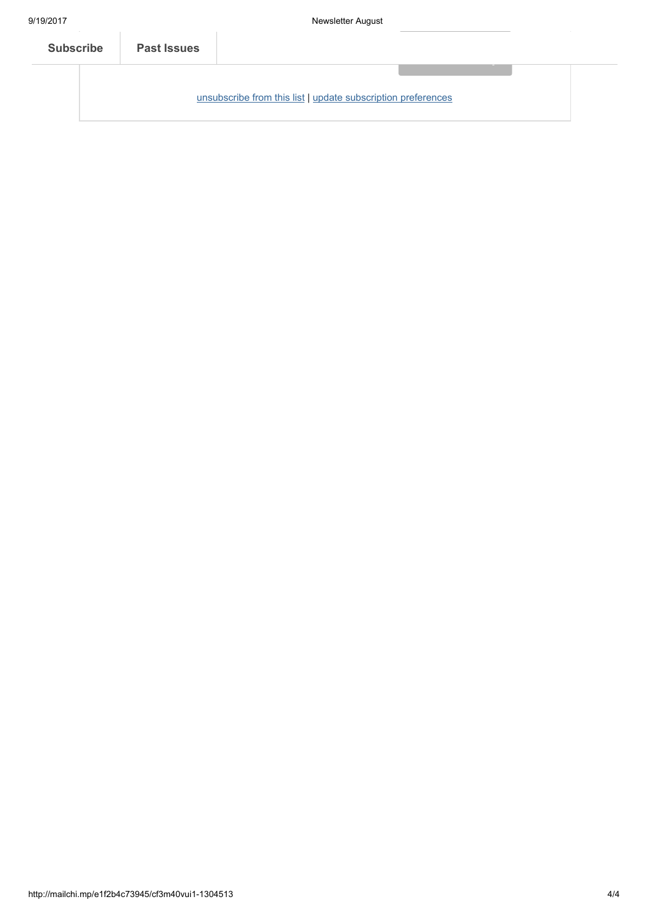Subscribe | Past Issues

unsubscribe from this list | update subscription preferences